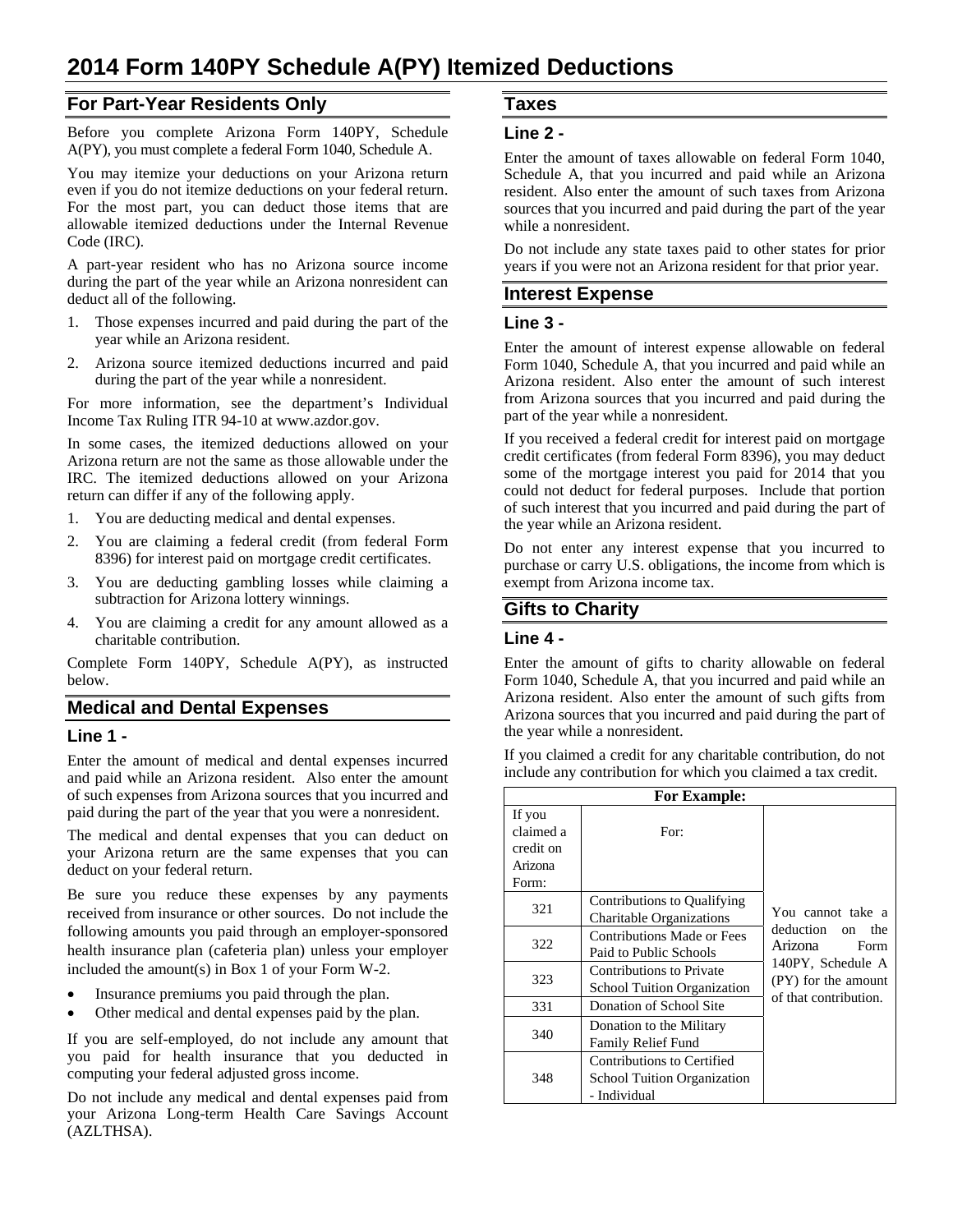# 2014 Form 140PY Schedule A(PY) Itemized Deductions

## For Part-Year Residents Only

Before you complete Arizona Form 140PY, Schedule A(PY), you must complete a federal Form 1040, Schedule A.

You may itemize your deductions on your Arizona return even if you do not itemize deductions on your federal return. For the most part, you can deduct those items that are allowable itemized deductions under the Internal Revenue Code (IRC).

A part-year resident who has no Arizona source income during the part of the year while an Arizona nonresident can deduct all of the following.

1. Those expenses incurred and paid during the part of the year while an Arizona resident.
2. Arizona source itemized deductions incurred and paid during the part of the year while a nonresident.

For more information, see the department's Individual Income Tax Ruling ITR 94-10 at www.azdor.gov.

In some cases, the itemized deductions allowed on your Arizona return are not the same as those allowable under the IRC. The itemized deductions allowed on your Arizona return can differ if any of the following apply.

1. You are deducting medical and dental expenses.
2. You are claiming a federal credit (from federal Form 8396) for interest paid on mortgage credit certificates.
3. You are deducting gambling losses while claiming a subtraction for Arizona lottery winnings.
4. You are claiming a credit for any amount allowed as a charitable contribution.

Complete Form 140PY, Schedule A(PY), as instructed below.

## Medical and Dental Expenses

### Line 1 -

Enter the amount of medical and dental expenses incurred and paid while an Arizona resident. Also enter the amount of such expenses from Arizona sources that you incurred and paid during the part of the year that you were a nonresident.

The medical and dental expenses that you can deduct on your Arizona return are the same expenses that you can deduct on your federal return.

Be sure you reduce these expenses by any payments received from insurance or other sources. Do not include the following amounts you paid through an employer-sponsored health insurance plan (cafeteria plan) unless your employer included the amount(s) in Box 1 of your Form W-2.

- Insurance premiums you paid through the plan.
- Other medical and dental expenses paid by the plan.

If you are self-employed, do not include any amount that you paid for health insurance that you deducted in computing your federal adjusted gross income.

Do not include any medical and dental expenses paid from your Arizona Long-term Health Care Savings Account (AZLTHSA).

## Taxes

### Line 2 -

Enter the amount of taxes allowable on federal Form 1040, Schedule A, that you incurred and paid while an Arizona resident. Also enter the amount of such taxes from Arizona sources that you incurred and paid during the part of the year while a nonresident.

Do not include any state taxes paid to other states for prior years if you were not an Arizona resident for that prior year.

## Interest Expense

### Line 3 -

Enter the amount of interest expense allowable on federal Form 1040, Schedule A, that you incurred and paid while an Arizona resident. Also enter the amount of such interest from Arizona sources that you incurred and paid during the part of the year while a nonresident.

If you received a federal credit for interest paid on mortgage credit certificates (from federal Form 8396), you may deduct some of the mortgage interest you paid for 2014 that you could not deduct for federal purposes. Include that portion of such interest that you incurred and paid during the part of the year while an Arizona resident.

Do not enter any interest expense that you incurred to purchase or carry U.S. obligations, the income from which is exempt from Arizona income tax.

## Gifts to Charity

### Line 4 -

Enter the amount of gifts to charity allowable on federal Form 1040, Schedule A, that you incurred and paid while an Arizona resident. Also enter the amount of such gifts from Arizona sources that you incurred and paid during the part of the year while a nonresident.

If you claimed a credit for any charitable contribution, do not include any contribution for which you claimed a tax credit.

| For Example: | | |
|---|---|---|
| If you claimed a credit on Arizona Form: | For: | |
| 321 | Contributions to Qualifying Charitable Organizations | You cannot take a deduction on the Arizona Form 140PY, Schedule A (PY) for the amount of that contribution. |
| 322 | Contributions Made or Fees Paid to Public Schools | |
| 323 | Contributions to Private School Tuition Organization | |
| 331 | Donation of School Site | |
| 340 | Donation to the Military Family Relief Fund | |
| 348 | Contributions to Certified School Tuition Organization - Individual | |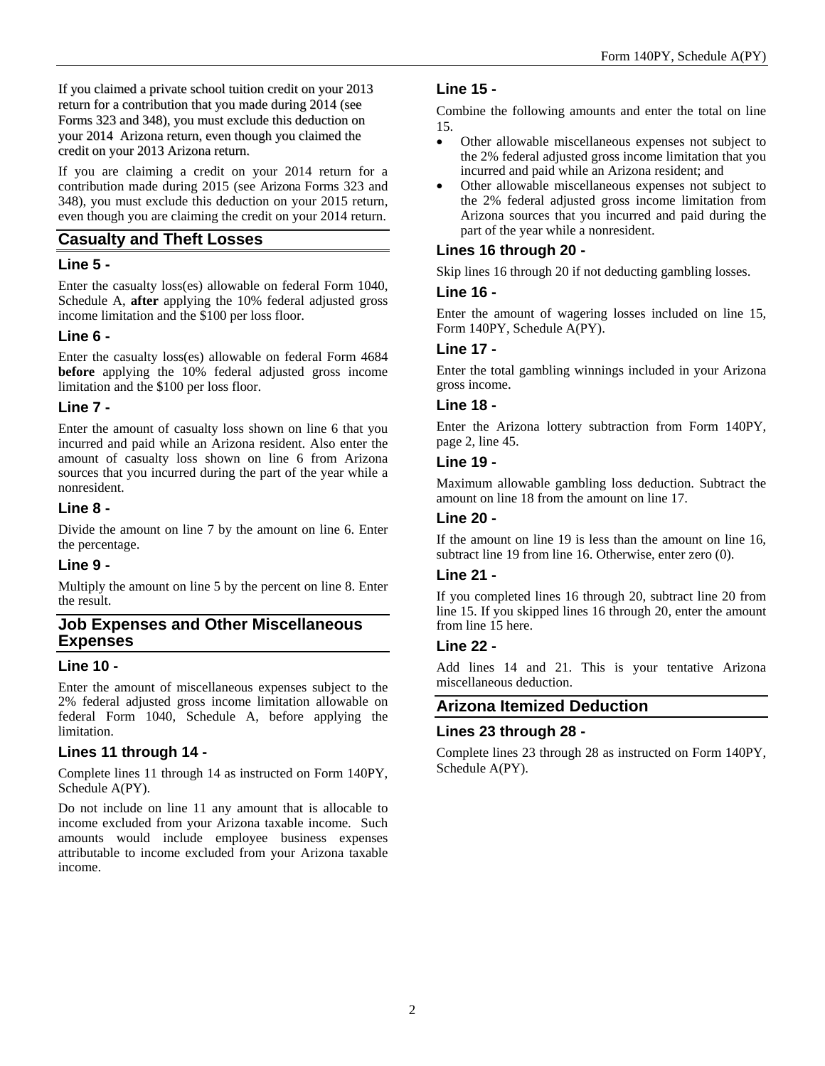If you claimed a private school tuition credit on your 2013 return for a contribution that you made during 2014 (see Forms 323 and 348), you must exclude this deduction on your 2014 Arizona return, even though you claimed the credit on your 2013 Arizona return.

If you are claiming a credit on your 2014 return for a contribution made during 2015 (see Arizona Forms 323 and 348), you must exclude this deduction on your 2015 return, even though you are claiming the credit on your 2014 return.

## Casualty and Theft Losses

### Line 5 -

Enter the casualty loss(es) allowable on federal Form 1040, Schedule A, **after** applying the 10% federal adjusted gross income limitation and the $100 per loss floor.

### Line 6 -

Enter the casualty loss(es) allowable on federal Form 4684 **before** applying the 10% federal adjusted gross income limitation and the $100 per loss floor.

### Line 7 -

Enter the amount of casualty loss shown on line 6 that you incurred and paid while an Arizona resident. Also enter the amount of casualty loss shown on line 6 from Arizona sources that you incurred during the part of the year while a nonresident.

### Line 8 -

Divide the amount on line 7 by the amount on line 6. Enter the percentage.

### Line 9 -

Multiply the amount on line 5 by the percent on line 8. Enter the result.

## Job Expenses and Other Miscellaneous Expenses

### Line 10 -

Enter the amount of miscellaneous expenses subject to the 2% federal adjusted gross income limitation allowable on federal Form 1040, Schedule A, before applying the limitation.

### Lines 11 through 14 -

Complete lines 11 through 14 as instructed on Form 140PY, Schedule A(PY).

Do not include on line 11 any amount that is allocable to income excluded from your Arizona taxable income. Such amounts would include employee business expenses attributable to income excluded from your Arizona taxable income.

### Line 15 -

Combine the following amounts and enter the total on line 15.

- Other allowable miscellaneous expenses not subject to the 2% federal adjusted gross income limitation that you incurred and paid while an Arizona resident; and
- Other allowable miscellaneous expenses not subject to the 2% federal adjusted gross income limitation from Arizona sources that you incurred and paid during the part of the year while a nonresident.

### Lines 16 through 20 -

Skip lines 16 through 20 if not deducting gambling losses.

### Line 16 -

Enter the amount of wagering losses included on line 15, Form 140PY, Schedule A(PY).

### Line 17 -

Enter the total gambling winnings included in your Arizona gross income.

### Line 18 -

Enter the Arizona lottery subtraction from Form 140PY, page 2, line 45.

### Line 19 -

Maximum allowable gambling loss deduction. Subtract the amount on line 18 from the amount on line 17.

### Line 20 -

If the amount on line 19 is less than the amount on line 16, subtract line 19 from line 16. Otherwise, enter zero (0).

### Line 21 -

If you completed lines 16 through 20, subtract line 20 from line 15. If you skipped lines 16 through 20, enter the amount from line 15 here.

### Line 22 -

Add lines 14 and 21. This is your tentative Arizona miscellaneous deduction.

## Arizona Itemized Deduction

### Lines 23 through 28 -

Complete lines 23 through 28 as instructed on Form 140PY, Schedule A(PY).